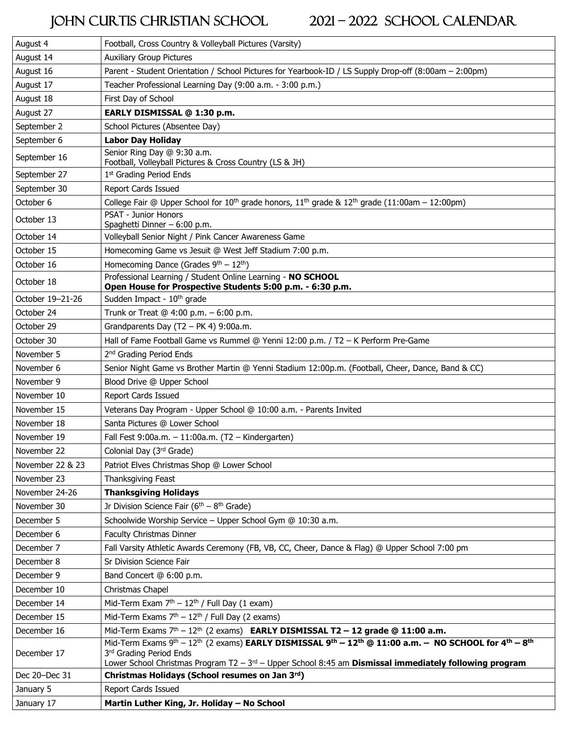# JOHN CURTIS CHRISTIAN SCHOOL 2021 – 2022 SCHOOL CALENDAR

| | |
|---|---|
| August 4 | Football, Cross Country & Volleyball Pictures (Varsity) |
| August 14 | Auxiliary Group Pictures |
| August 16 | Parent - Student Orientation / School Pictures for Yearbook-ID / LS Supply Drop-off (8:00am – 2:00pm) |
| August 17 | Teacher Professional Learning Day (9:00 a.m. - 3:00 p.m.) |
| August 18 | First Day of School |
| August 27 | **EARLY DISMISSAL @ 1:30 p.m.** |
| September 2 | School Pictures (Absentee Day) |
| September 6 | **Labor Day Holiday** |
| September 16 | Senior Ring Day @ 9:30 a.m.<br>Football, Volleyball Pictures & Cross Country (LS & JH) |
| September 27 | 1st Grading Period Ends |
| September 30 | Report Cards Issued |
| October 6 | College Fair @ Upper School for 10th grade honors, 11th grade & 12th grade (11:00am – 12:00pm) |
| October 13 | PSAT - Junior Honors<br>Spaghetti Dinner – 6:00 p.m. |
| October 14 | Volleyball Senior Night / Pink Cancer Awareness Game |
| October 15 | Homecoming Game vs Jesuit @ West Jeff Stadium 7:00 p.m. |
| October 16 | Homecoming Dance (Grades 9th – 12th) |
| October 18 | Professional Learning / Student Online Learning - **NO SCHOOL**<br>**Open House for Prospective Students 5:00 p.m. - 6:30 p.m.** |
| October 19–21-26 | Sudden Impact - 10th grade |
| October 24 | Trunk or Treat @ 4:00 p.m. – 6:00 p.m. |
| October 29 | Grandparents Day (T2 – PK 4) 9:00a.m. |
| October 30 | Hall of Fame Football Game vs Rummel @ Yenni 12:00 p.m. / T2 – K Perform Pre-Game |
| November 5 | 2nd Grading Period Ends |
| November 6 | Senior Night Game vs Brother Martin @ Yenni Stadium 12:00p.m. (Football, Cheer, Dance, Band & CC) |
| November 9 | Blood Drive @ Upper School |
| November 10 | Report Cards Issued |
| November 15 | Veterans Day Program - Upper School @ 10:00 a.m. - Parents Invited |
| November 18 | Santa Pictures @ Lower School |
| November 19 | Fall Fest 9:00a.m. – 11:00a.m. (T2 – Kindergarten) |
| November 22 | Colonial Day (3rd Grade) |
| November 22 & 23 | Patriot Elves Christmas Shop @ Lower School |
| November 23 | Thanksgiving Feast |
| November 24-26 | **Thanksgiving Holidays** |
| November 30 | Jr Division Science Fair (6th – 8th Grade) |
| December 5 | Schoolwide Worship Service – Upper School Gym @ 10:30 a.m. |
| December 6 | Faculty Christmas Dinner |
| December 7 | Fall Varsity Athletic Awards Ceremony (FB, VB, CC, Cheer, Dance & Flag) @ Upper School 7:00 pm |
| December 8 | Sr Division Science Fair |
| December 9 | Band Concert @ 6:00 p.m. |
| December 10 | Christmas Chapel |
| December 14 | Mid-Term Exam 7th – 12th / Full Day (1 exam) |
| December 15 | Mid-Term Exams 7th – 12th / Full Day (2 exams) |
| December 16 | Mid-Term Exams 7th – 12th (2 exams) **EARLY DISMISSAL T2 – 12 grade @ 11:00 a.m.** |
| December 17 | Mid-Term Exams 9th – 12th (2 exams) **EARLY DISMISSAL 9th – 12th @ 11:00 a.m. – NO SCHOOL for 4th – 8th**<br>3rd Grading Period Ends<br>Lower School Christmas Program T2 – 3rd – Upper School 8:45 am **Dismissal immediately following program** |
| Dec 20–Dec 31 | **Christmas Holidays (School resumes on Jan 3rd)** |
| January 5 | Report Cards Issued |
| January 17 | **Martin Luther King, Jr. Holiday – No School** |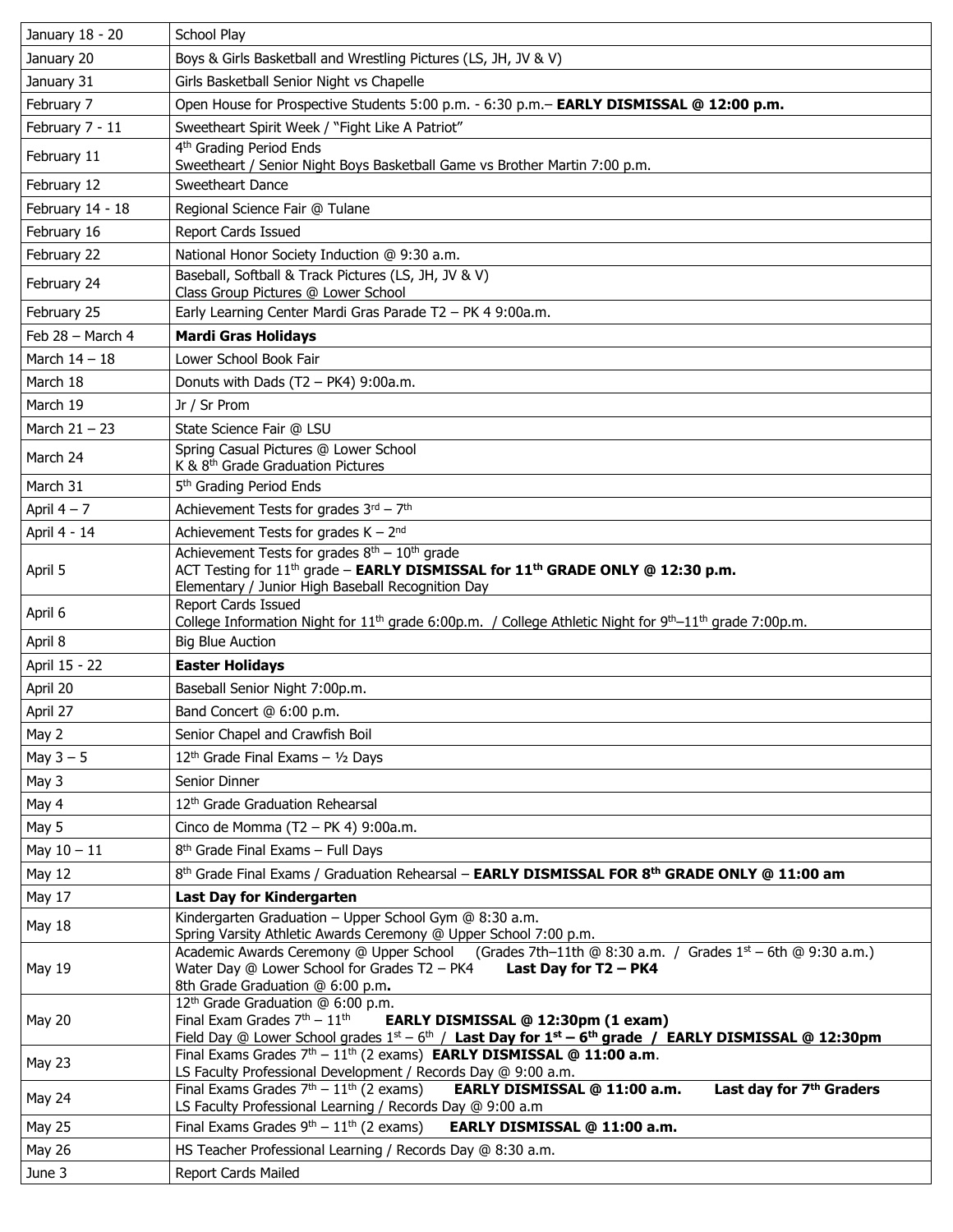| | |
|---|---|
| January 18 - 20 | School Play |
| January 20 | Boys & Girls Basketball and Wrestling Pictures (LS, JH, JV & V) |
| January 31 | Girls Basketball Senior Night vs Chapelle |
| February 7 | Open House for Prospective Students 5:00 p.m. - 6:30 p.m.– **EARLY DISMISSAL @ 12:00 p.m.** |
| February 7 - 11 | Sweetheart Spirit Week / "Fight Like A Patriot" |
| February 11 | 4th Grading Period Ends<br>Sweetheart / Senior Night Boys Basketball Game vs Brother Martin 7:00 p.m. |
| February 12 | Sweetheart Dance |
| February 14 - 18 | Regional Science Fair @ Tulane |
| February 16 | Report Cards Issued |
| February 22 | National Honor Society Induction @ 9:30 a.m. |
| February 24 | Baseball, Softball & Track Pictures (LS, JH, JV & V)<br>Class Group Pictures @ Lower School |
| February 25 | Early Learning Center Mardi Gras Parade T2 – PK 4 9:00a.m. |
| Feb 28 – March 4 | **Mardi Gras Holidays** |
| March 14 – 18 | Lower School Book Fair |
| March 18 | Donuts with Dads (T2 – PK4) 9:00a.m. |
| March 19 | Jr / Sr Prom |
| March 21 – 23 | State Science Fair @ LSU |
| March 24 | Spring Casual Pictures @ Lower School<br>K & 8th Grade Graduation Pictures |
| March 31 | 5th Grading Period Ends |
| April 4 – 7 | Achievement Tests for grades 3rd – 7th |
| April 4 - 14 | Achievement Tests for grades K – 2nd |
| April 5 | Achievement Tests for grades 8th – 10th grade<br>ACT Testing for 11th grade – **EARLY DISMISSAL for 11th GRADE ONLY @ 12:30 p.m.**<br>Elementary / Junior High Baseball Recognition Day |
| April 6 | Report Cards Issued<br>College Information Night for 11th grade 6:00p.m. / College Athletic Night for 9th–11th grade 7:00p.m. |
| April 8 | Big Blue Auction |
| April 15 - 22 | **Easter Holidays** |
| April 20 | Baseball Senior Night 7:00p.m. |
| April 27 | Band Concert @ 6:00 p.m. |
| May 2 | Senior Chapel and Crawfish Boil |
| May 3 – 5 | 12th Grade Final Exams – ½ Days |
| May 3 | Senior Dinner |
| May 4 | 12th Grade Graduation Rehearsal |
| May 5 | Cinco de Momma (T2 – PK 4) 9:00a.m. |
| May 10 – 11 | 8th Grade Final Exams – Full Days |
| May 12 | 8th Grade Final Exams / Graduation Rehearsal – **EARLY DISMISSAL FOR 8th GRADE ONLY @ 11:00 am** |
| May 17 | **Last Day for Kindergarten** |
| May 18 | Kindergarten Graduation – Upper School Gym @ 8:30 a.m.<br>Spring Varsity Athletic Awards Ceremony @ Upper School 7:00 p.m. |
| May 19 | Academic Awards Ceremony @ Upper School (Grades 7th–11th @ 8:30 a.m. / Grades 1st – 6th @ 9:30 a.m.)<br>Water Day @ Lower School for Grades T2 – PK4 **Last Day for T2 – PK4**<br>8th Grade Graduation @ 6:00 p.m**.** |
| May 20 | 12th Grade Graduation @ 6:00 p.m.<br>Final Exam Grades 7th – 11th **EARLY DISMISSAL @ 12:30pm (1 exam)**<br>Field Day @ Lower School grades 1st – 6th / **Last Day for 1st – 6th grade / EARLY DISMISSAL @ 12:30pm** |
| May 23 | Final Exams Grades 7th – 11th (2 exams) **EARLY DISMISSAL @ 11:00 a.m**.<br>LS Faculty Professional Development / Records Day @ 9:00 a.m. |
| May 24 | Final Exams Grades 7th – 11th (2 exams) **EARLY DISMISSAL @ 11:00 a.m.** **Last day for 7th Graders**<br>LS Faculty Professional Learning / Records Day @ 9:00 a.m |
| May 25 | Final Exams Grades 9th – 11th (2 exams) **EARLY DISMISSAL @ 11:00 a.m.** |
| May 26 | HS Teacher Professional Learning / Records Day @ 8:30 a.m. |
| June 3 | Report Cards Mailed |